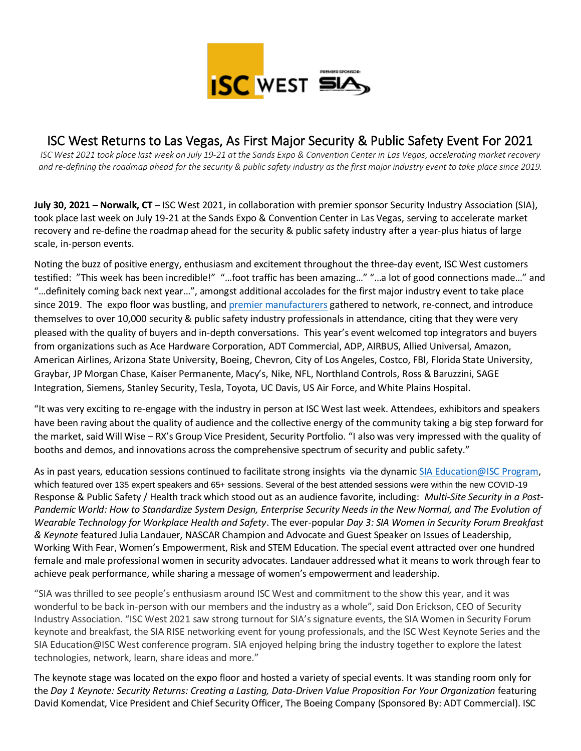# ISC West Returns to Las Vegas, As First Major Security & Public Safety Event For 2021

*ISC West 2021 took place last week on July 19-21 at the Sands Expo & Convention Center in Las Vegas, accelerating market recovery and re-defining the roadmap ahead for the security & public safety industry as the first major industry event to take place since 2019.*

**July 30, 2021 – Norwalk, CT** – ISC West 2021, in collaboration with premier sponsor Security Industry Association (SIA), took place last week on July 19-21 at the Sands Expo & Convention Center in Las Vegas, serving to accelerate market recovery and re-define the roadmap ahead for the security & public safety industry after a year-plus hiatus of large scale, in-person events.

Noting the buzz of positive energy, enthusiasm and excitement throughout the three-day event, ISC West customers testified: "This week has been incredible!" "…foot traffic has been amazing…" "…a lot of good connections made…" and "…definitely coming back next year…", amongst additional accolades for the first major industry event to take place since 2019. The expo floor was bustling, and premier manufacturers gathered to network, re-connect, and introduce themselves to over 10,000 security & public safety industry professionals in attendance, citing that they were very pleased with the quality of buyers and in-depth conversations. This year's event welcomed top integrators and buyers from organizations such as Ace Hardware Corporation, ADT Commercial, ADP, AIRBUS, Allied Universal, Amazon, American Airlines, Arizona State University, Boeing, Chevron, City of Los Angeles, Costco, FBI, Florida State University, Graybar, JP Morgan Chase, Kaiser Permanente, Macy's, Nike, NFL, Northland Controls, Ross & Baruzzini, SAGE Integration, Siemens, Stanley Security, Tesla, Toyota, UC Davis, US Air Force, and White Plains Hospital.

"It was very exciting to re-engage with the industry in person at ISC West last week. Attendees, exhibitors and speakers have been raving about the quality of audience and the collective energy of the community taking a big step forward for the market, said Will Wise – RX's Group Vice President, Security Portfolio. "I also was very impressed with the quality of booths and demos, and innovations across the comprehensive spectrum of security and public safety."

As in past years, education sessions continued to facilitate strong insights via the dynamic SIA Education@ISC Program, which featured over 135 expert speakers and 65+ sessions. Several of the best attended sessions were within the new COVID-19 Response & Public Safety / Health track which stood out as an audience favorite, including: *Multi-Site Security in a Post-Pandemic World: How to Standardize System Design, Enterprise Security Needs in the New Normal, and The Evolution of Wearable Technology for Workplace Health and Safety*. The ever-popular *Day 3: SIA Women in Security Forum Breakfast & Keynote* featured Julia Landauer, NASCAR Champion and Advocate and Guest Speaker on Issues of Leadership, Working With Fear, Women's Empowerment, Risk and STEM Education. The special event attracted over one hundred female and male professional women in security advocates. Landauer addressed what it means to work through fear to achieve peak performance, while sharing a message of women's empowerment and leadership.

"SIA was thrilled to see people's enthusiasm around ISC West and commitment to the show this year, and it was wonderful to be back in-person with our members and the industry as a whole", said Don Erickson, CEO of Security Industry Association. "ISC West 2021 saw strong turnout for SIA's signature events, the SIA Women in Security Forum keynote and breakfast, the SIA RISE networking event for young professionals, and the ISC West Keynote Series and the SIA Education@ISC West conference program. SIA enjoyed helping bring the industry together to explore the latest technologies, network, learn, share ideas and more."

The keynote stage was located on the expo floor and hosted a variety of special events. It was standing room only for the *Day 1 Keynote: Security Returns: Creating a Lasting, Data-Driven Value Proposition For Your Organization* featuring David Komendat, Vice President and Chief Security Officer, The Boeing Company (Sponsored By: ADT Commercial). ISC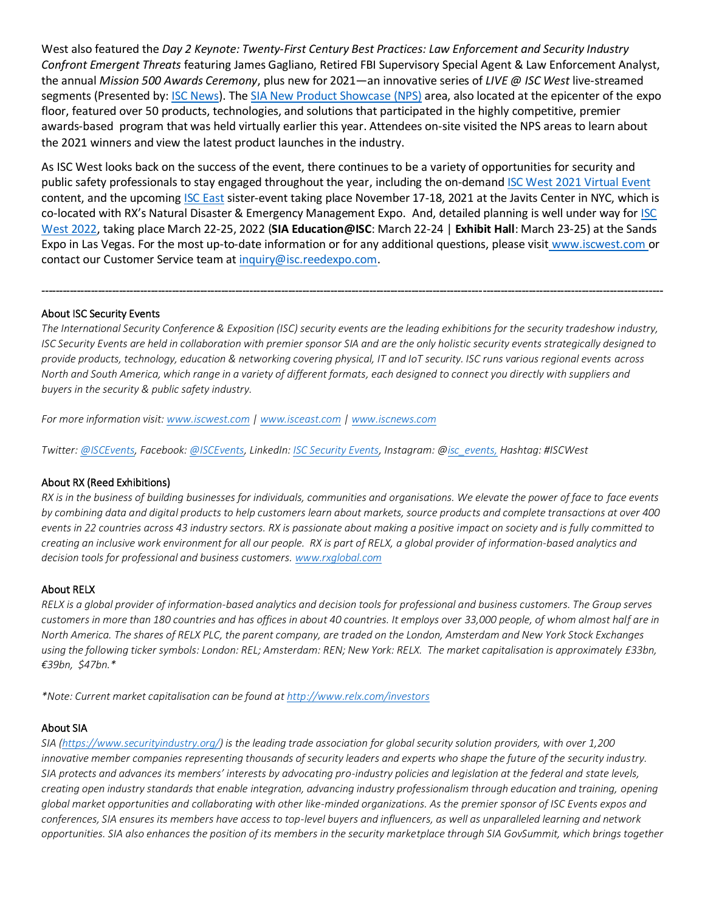West also featured the *Day 2 Keynote: Twenty-First Century Best Practices: Law Enforcement and Security Industry Confront Emergent Threats* featuring James Gagliano, Retired FBI Supervisory Special Agent & Law Enforcement Analyst, the annual *Mission 500 Awards Ceremony*, plus new for 2021—an innovative series of *LIVE @ ISC West* live-streamed segments (Presented by: ISC News). The SIA New Product Showcase (NPS) area, also located at the epicenter of the expo floor, featured over 50 products, technologies, and solutions that participated in the highly competitive, premier awards-based program that was held virtually earlier this year. Attendees on-site visited the NPS areas to learn about the 2021 winners and view the latest product launches in the industry.

As ISC West looks back on the success of the event, there continues to be a variety of opportunities for security and public safety professionals to stay engaged throughout the year, including the on-demand ISC West 2021 Virtual Event content, and the upcoming ISC East sister-event taking place November 17-18, 2021 at the Javits Center in NYC, which is co-located with RX's Natural Disaster & Emergency Management Expo. And, detailed planning is well under way for ISC West 2022, taking place March 22-25, 2022 (**SIA Education@ISC**: March 22-24 | **Exhibit Hall**: March 23-25) at the Sands Expo in Las Vegas. For the most up-to-date information or for any additional questions, please visit www.iscwest.com or contact our Customer Service team at inquiry@isc.reedexpo.com.

---

#### About ISC Security Events

*The International Security Conference & Exposition (ISC) security events are the leading exhibitions for the security tradeshow industry, ISC Security Events are held in collaboration with premier sponsor SIA and are the only holistic security events strategically designed to provide products, technology, education & networking covering physical, IT and IoT security. ISC runs various regional events across North and South America, which range in a variety of different formats, each designed to connect you directly with suppliers and buyers in the security & public safety industry.*

*For more information visit: www.iscwest.com | www.isceast.com | www.iscnews.com*

*Twitter: @ISCEvents, Facebook: @ISCEvents, LinkedIn: ISC Security Events, Instagram: @isc_events, Hashtag: #ISCWest*

#### About RX (Reed Exhibitions)

*RX is in the business of building businesses for individuals, communities and organisations. We elevate the power of face to face events by combining data and digital products to help customers learn about markets, source products and complete transactions at over 400 events in 22 countries across 43 industry sectors. RX is passionate about making a positive impact on society and is fully committed to creating an inclusive work environment for all our people. RX is part of RELX, a global provider of information-based analytics and decision tools for professional and business customers. www.rxglobal.com*

#### About RELX

*RELX is a global provider of information-based analytics and decision tools for professional and business customers. The Group serves customers in more than 180 countries and has offices in about 40 countries. It employs over 33,000 people, of whom almost half are in North America. The shares of RELX PLC, the parent company, are traded on the London, Amsterdam and New York Stock Exchanges using the following ticker symbols: London: REL; Amsterdam: REN; New York: RELX. The market capitalisation is approximately £33bn, €39bn, $47bn.**

**Note: Current market capitalisation can be found at http://www.relx.com/investors*

#### About SIA

*SIA (https://www.securityindustry.org/) is the leading trade association for global security solution providers, with over 1,200 innovative member companies representing thousands of security leaders and experts who shape the future of the security industry. SIA protects and advances its members' interests by advocating pro-industry policies and legislation at the federal and state levels, creating open industry standards that enable integration, advancing industry professionalism through education and training, opening global market opportunities and collaborating with other like-minded organizations. As the premier sponsor of ISC Events expos and conferences, SIA ensures its members have access to top-level buyers and influencers, as well as unparalleled learning and network opportunities. SIA also enhances the position of its members in the security marketplace through SIA GovSummit, which brings together*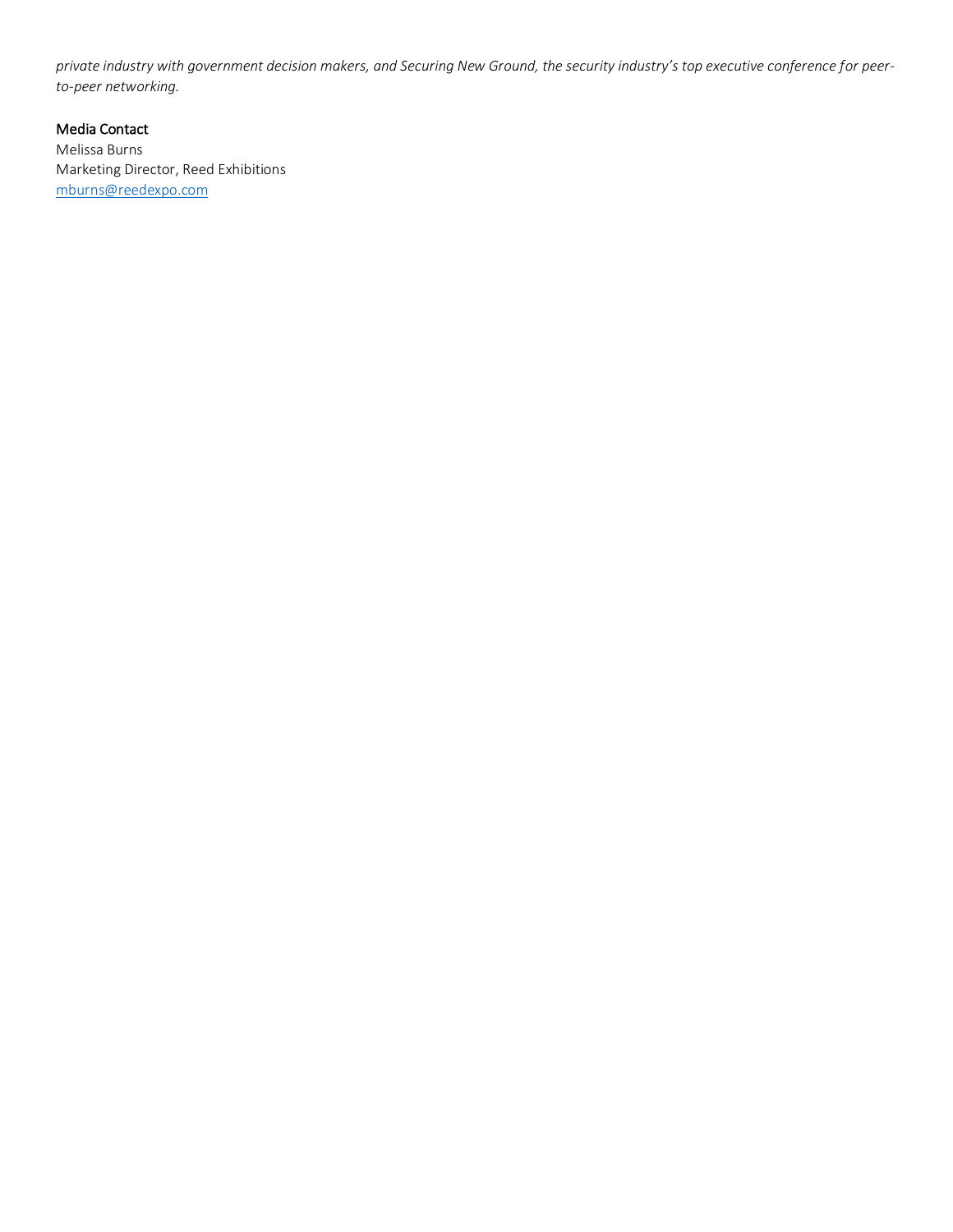*private industry with government decision makers, and Securing New Ground, the security industry's top executive conference for peer-to-peer networking.*

Media Contact
Melissa Burns
Marketing Director, Reed Exhibitions
mburns@reedexpo.com